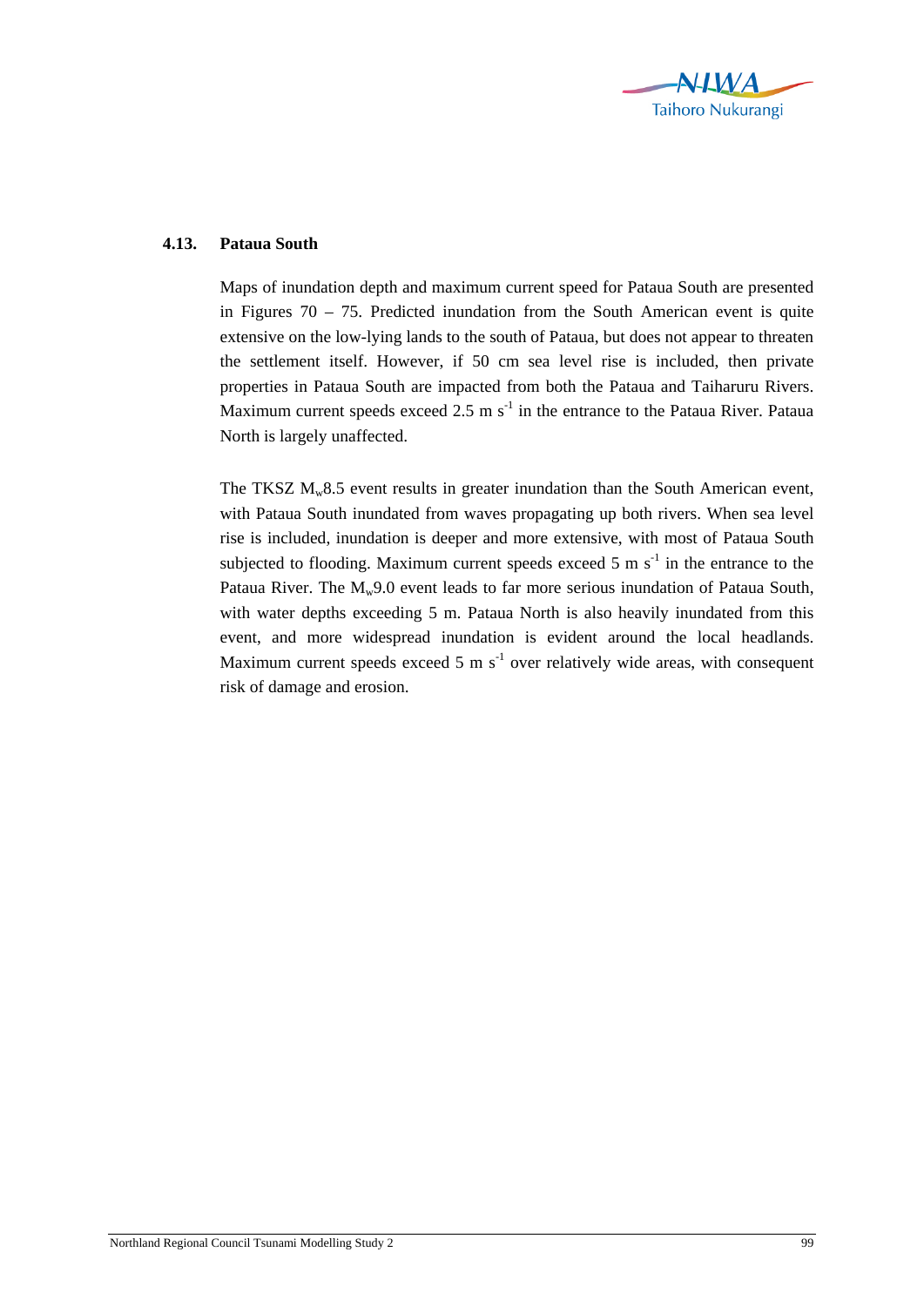## 4.13. Pataua South

Maps of inundation depth and maximum current speed for Pataua South are presented in Figures 70 – 75. Predicted inundation from the South American event is quite extensive on the low-lying lands to the south of Pataua, but does not appear to threaten the settlement itself. However, if 50 cm sea level rise is included, then private properties in Pataua South are impacted from both the Pataua and Taiharuru Rivers. Maximum current speeds exceed 2.5 m $s^{-1}$ in the entrance to the Pataua River. Pataua North is largely unaffected.

The TKSZ $M_w$8.5 event results in greater inundation than the South American event, with Pataua South inundated from waves propagating up both rivers. When sea level rise is included, inundation is deeper and more extensive, with most of Pataua South subjected to flooding. Maximum current speeds exceed 5 m $s^{-1}$ in the entrance to the Pataua River. The $M_w$9.0 event leads to far more serious inundation of Pataua South, with water depths exceeding 5 m. Pataua North is also heavily inundated from this event, and more widespread inundation is evident around the local headlands. Maximum current speeds exceed 5 m $s^{-1}$ over relatively wide areas, with consequent risk of damage and erosion.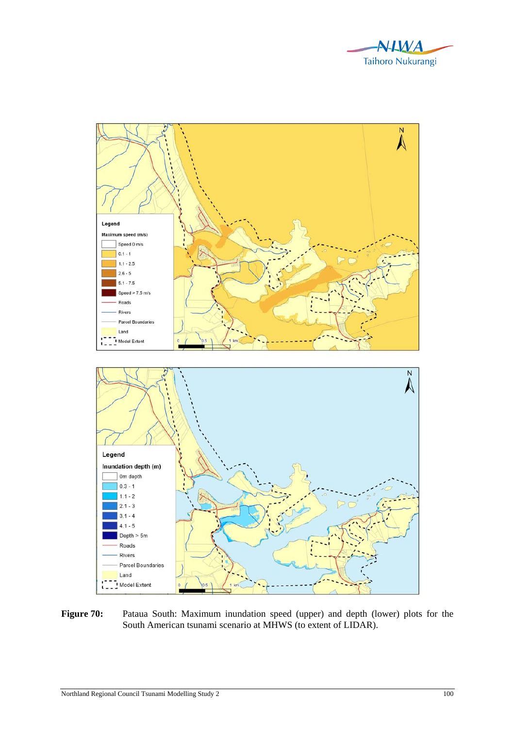**Figure 70:** Pataua South: Maximum inundation speed (upper) and depth (lower) plots for the South American tsunami scenario at MHWS (to extent of LIDAR).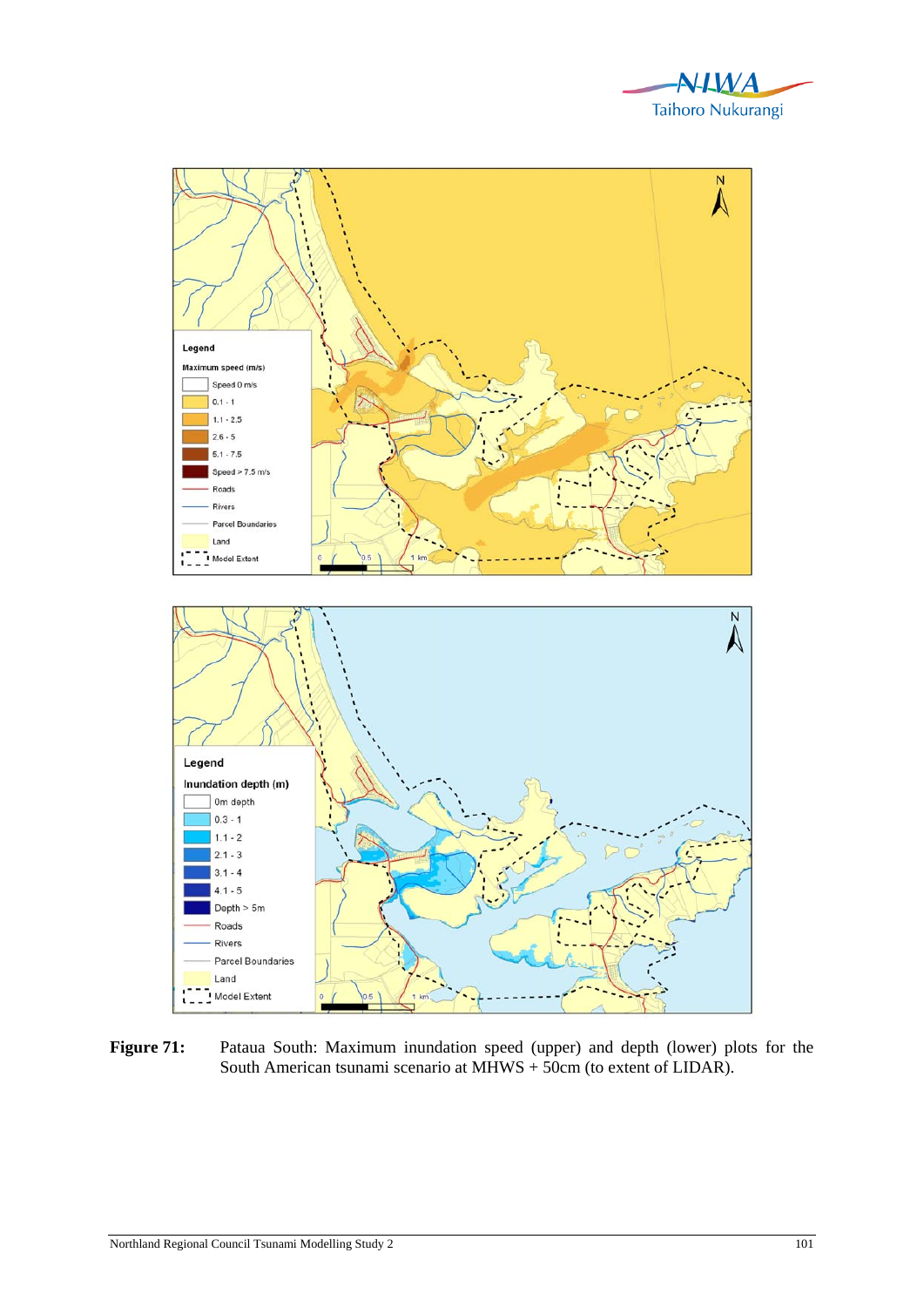**Figure 71:** Pataua South: Maximum inundation speed (upper) and depth (lower) plots for the South American tsunami scenario at MHWS + 50cm (to extent of LIDAR).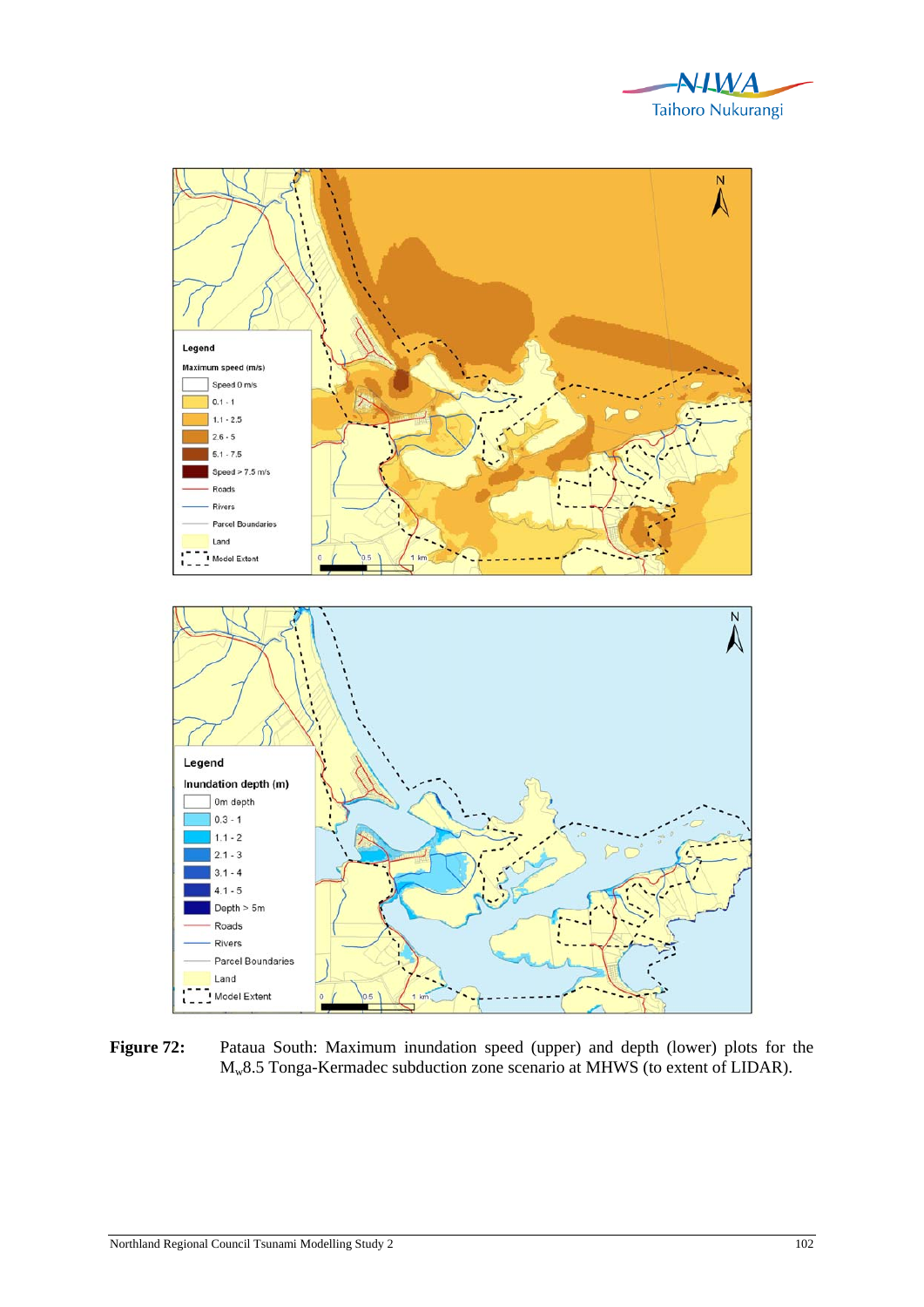**Figure 72:** Pataua South: Maximum inundation speed (upper) and depth (lower) plots for the $M_w$8.5 Tonga-Kermadec subduction zone scenario at MHWS (to extent of LIDAR).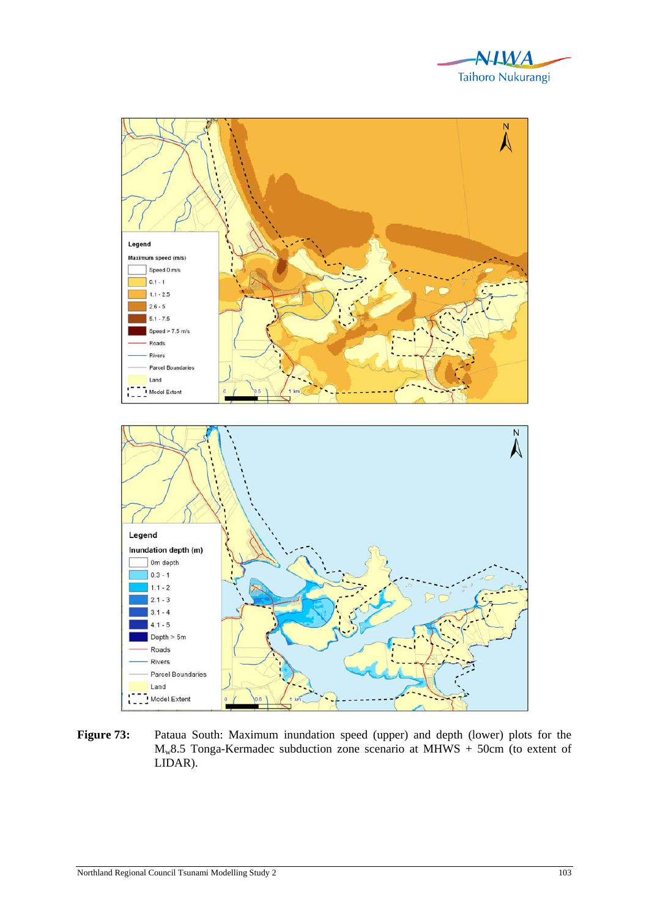**Figure 73:** Pataua South: Maximum inundation speed (upper) and depth (lower) plots for the $M_w$8.5 Tonga-Kermadec subduction zone scenario at MHWS + 50cm (to extent of LIDAR).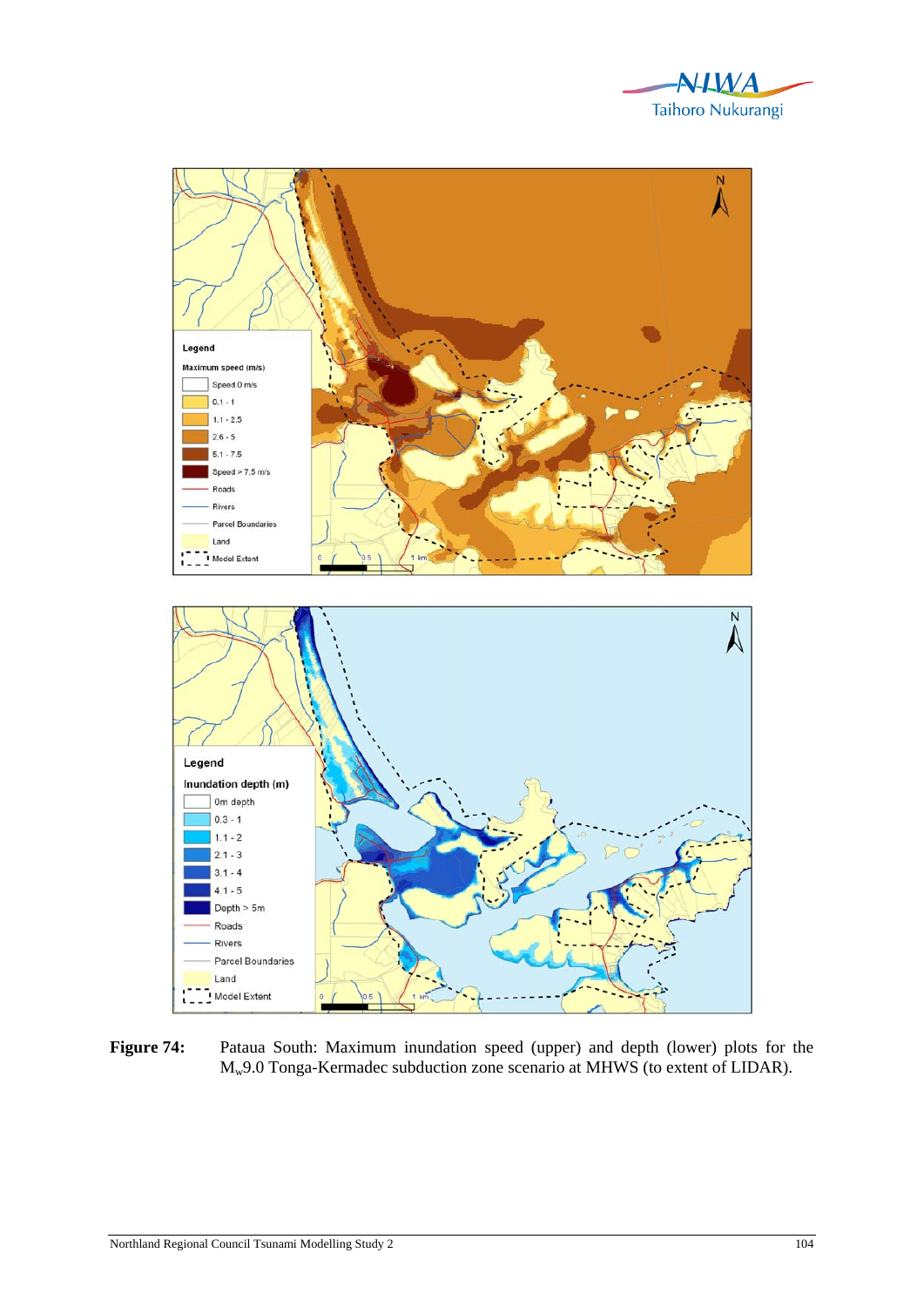**Figure 74:** Pataua South: Maximum inundation speed (upper) and depth (lower) plots for the $M_w$9.0 Tonga-Kermadec subduction zone scenario at MHWS (to extent of LIDAR).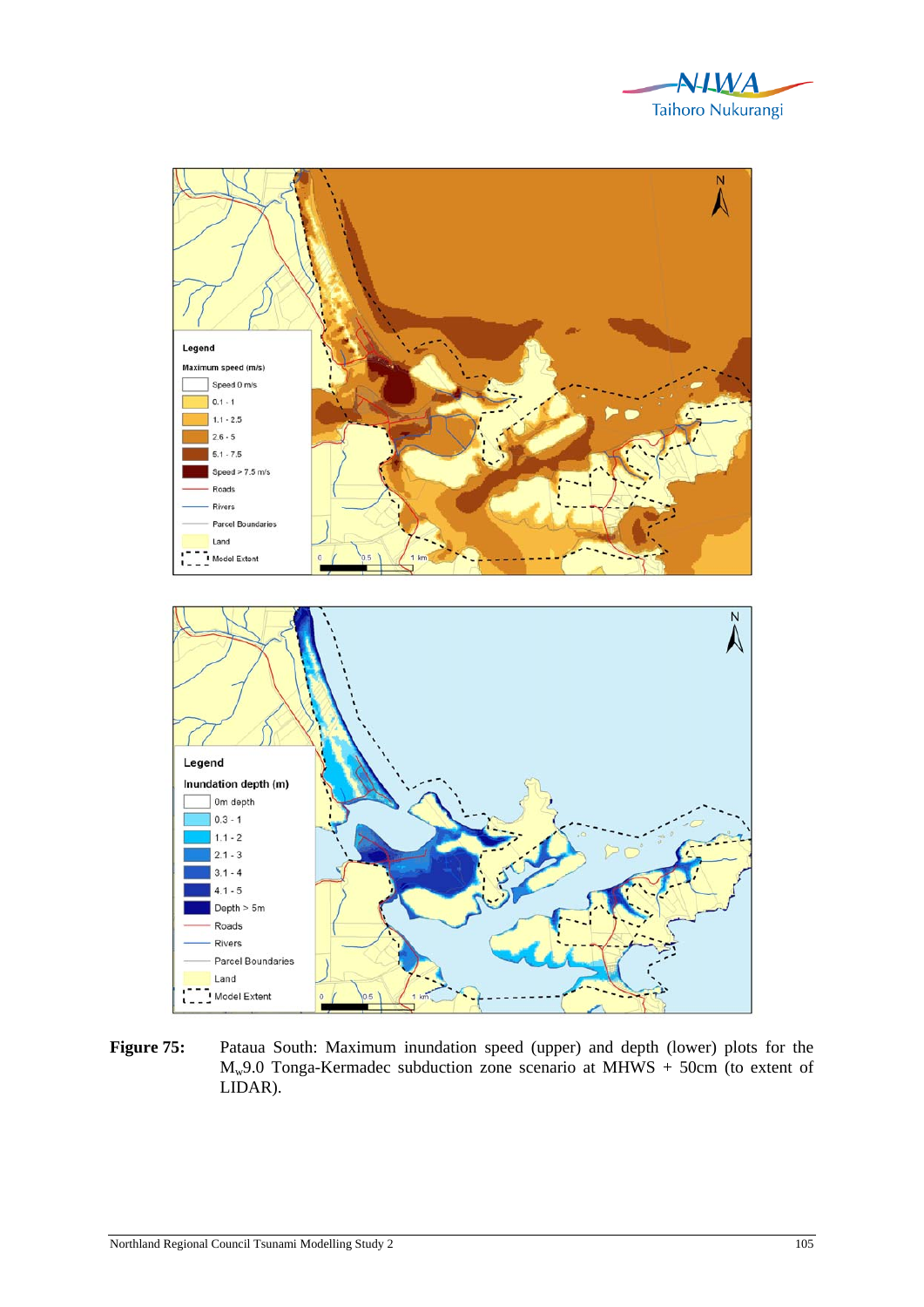Legend

Maximum speed (m/s)

Speed 0 m/s

0.1 - 1

1.1 - 2.5

2.6 - 5

5.1 - 7.5

Speed > 7.5 m/s

Roads

Rivers

Parcel Boundaries

Land

Model Extent

0

0.5

1 km

N

Legend

Inundation depth (m)

0m depth

0.3 - 1

1.1 - 2

2.1 - 3

3.1 - 4

4.1 - 5

Depth > 5m

Roads

Rivers

Parcel Boundaries

Land

Model Extent

0

0.5

1 km

N

**Figure 75:** Pataua South: Maximum inundation speed (upper) and depth (lower) plots for the $M_w$9.0 Tonga-Kermadec subduction zone scenario at MHWS + 50cm (to extent of LIDAR).